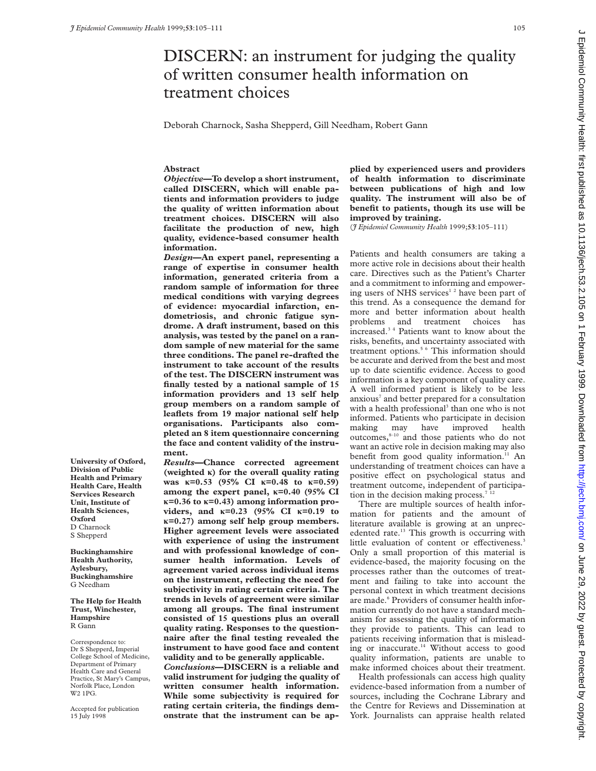# DISCERN: an instrument for judging the quality of written consumer health information on treatment choices

Deborah Charnock, Sasha Shepperd, Gill Needham, Robert Gann

University of Oxford, Division of Public Health and Primary Health Care, Health Services Research Unit, Institute of Health Sciences, Oxford
D Charnock
S Shepperd

Buckinghamshire Health Authority, Aylesbury, Buckinghamshire
G Needham

The Help for Health Trust, Winchester, Hampshire
R Gann

Correspondence to: Dr S Shepperd, Imperial College School of Medicine, Department of Primary Health Care and General Practice, St Mary's Campus, Norfolk Place, London W2 1PG.

Accepted for publication 15 July 1998

## Abstract

***Objective*—To develop a short instrument, called DISCERN, which will enable patients and information providers to judge the quality of written information about treatment choices. DISCERN will also facilitate the production of new, high quality, evidence-based consumer health information.**

***Design*—An expert panel, representing a range of expertise in consumer health information, generated criteria from a random sample of information for three medical conditions with varying degrees of evidence: myocardial infarction, endometriosis, and chronic fatigue syndrome. A draft instrument, based on this analysis, was tested by the panel on a random sample of new material for the same three conditions. The panel re-drafted the instrument to take account of the results of the test. The DISCERN instrument was finally tested by a national sample of 15 information providers and 13 self help group members on a random sample of leaflets from 19 major national self help organisations. Participants also completed an 8 item questionnaire concerning the face and content validity of the instrument.**

***Results*—Chance corrected agreement (weighted κ) for the overall quality rating was κ=0.53 (95% CI κ=0.48 to κ=0.59) among the expert panel, κ=0.40 (95% CI κ=0.36 to κ=0.43) among information providers, and κ=0.23 (95% CI κ=0.19 to κ=0.27) among self help group members. Higher agreement levels were associated with experience of using the instrument and with professional knowledge of consumer health information. Levels of agreement varied across individual items on the instrument, reflecting the need for subjectivity in rating certain criteria. The trends in levels of agreement were similar among all groups. The final instrument consisted of 15 questions plus an overall quality rating. Responses to the questionnaire after the final testing revealed the instrument to have good face and content validity and to be generally applicable.**

***Conclusions*—DISCERN is a reliable and valid instrument for judging the quality of written consumer health information. While some subjectivity is required for rating certain criteria, the findings demonstrate that the instrument can be applied by experienced users and providers of health information to discriminate between publications of high and low quality. The instrument will also be of benefit to patients, though its use will be improved by training.**

(*J Epidemiol Community Health* 1999;**53**:105–111)

Patients and health consumers are taking a more active role in decisions about their health care. Directives such as the Patient's Charter and a commitment to informing and empowering users of NHS services[1 2] have been part of this trend. As a consequence the demand for more and better information about health problems and treatment choices has increased.[3 4] Patients want to know about the risks, benefits, and uncertainty associated with treatment options.[5 6] This information should be accurate and derived from the best and most up to date scientific evidence. Access to good information is a key component of quality care. A well informed patient is likely to be less anxious[7] and better prepared for a consultation with a health professional[3] than one who is not informed. Patients who participate in decision making may have improved health outcomes,[8–10] and those patients who do not want an active role in decision making may also benefit from good quality information.[11] An understanding of treatment choices can have a positive effect on psychological status and treatment outcome, independent of participation in the decision making process.[7 12]

There are multiple sources of health information for patients and the amount of literature available is growing at an unprecedented rate.[13] This growth is occurring with little evaluation of content or effectiveness.[3] Only a small proportion of this material is evidence-based, the majority focusing on the processes rather than the outcomes of treatment and failing to take into account the personal context in which treatment decisions are made.[6] Providers of consumer health information currently do not have a standard mechanism for assessing the quality of information they provide to patients. This can lead to patients receiving information that is misleading or inaccurate.[14] Without access to good quality information, patients are unable to make informed choices about their treatment.

Health professionals can access high quality evidence-based information from a number of sources, including the Cochrane Library and the Centre for Reviews and Dissemination at York. Journalists can appraise health related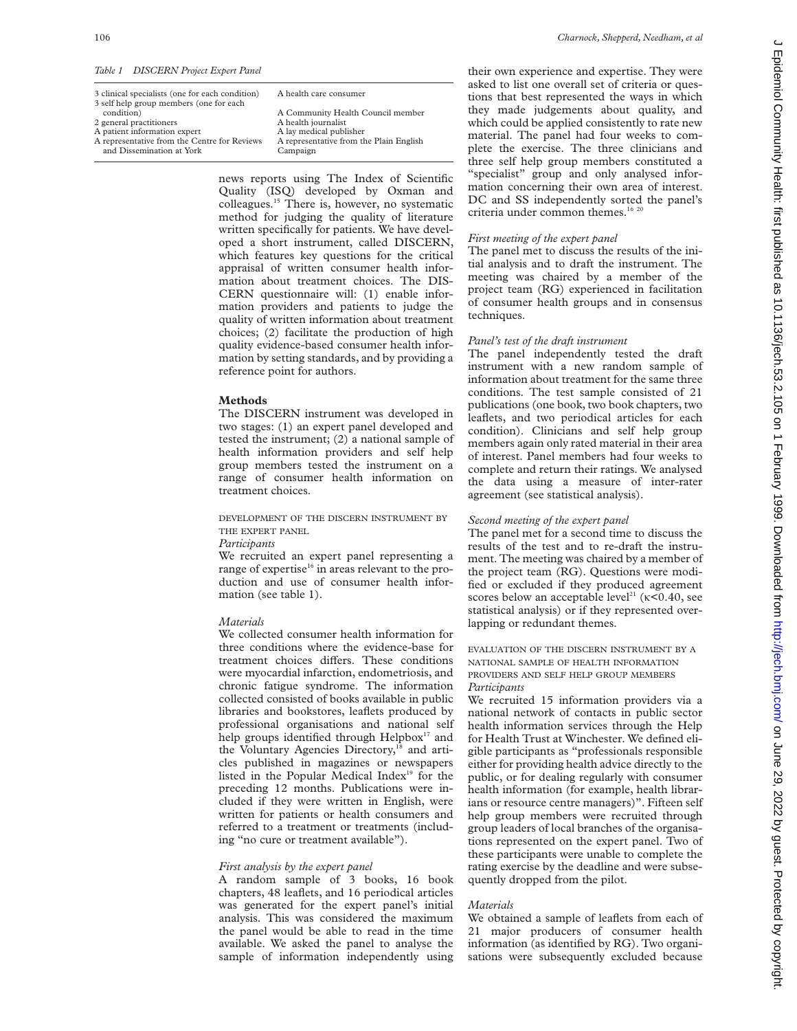*Table 1 DISCERN Project Expert Panel*

| | |
|---|---|
| 3 clinical specialists (one for each condition) | A health care consumer |
| 3 self help group members (one for each condition) | A Community Health Council member |
| 2 general practitioners | A health journalist |
| A patient information expert | A lay medical publisher |
| A representative from the Centre for Reviews and Dissemination at York | A representative from the Plain English Campaign |

news reports using The Index of Scientific Quality (ISQ) developed by Oxman and colleagues.[15] There is, however, no systematic method for judging the quality of literature written specifically for patients. We have developed a short instrument, called DISCERN, which features key questions for the critical appraisal of written consumer health information about treatment choices. The DISCERN questionnaire will: (1) enable information providers and patients to judge the quality of written information about treatment choices; (2) facilitate the production of high quality evidence-based consumer health information by setting standards, and by providing a reference point for authors.

## Methods

The DISCERN instrument was developed in two stages: (1) an expert panel developed and tested the instrument; (2) a national sample of health information providers and self help group members tested the instrument on a range of consumer health information on treatment choices.

### DEVELOPMENT OF THE DISCERN INSTRUMENT BY THE EXPERT PANEL

*Participants*

We recruited an expert panel representing a range of expertise[16] in areas relevant to the production and use of consumer health information (see table 1).

*Materials*

We collected consumer health information for three conditions where the evidence-base for treatment choices differs. These conditions were myocardial infarction, endometriosis, and chronic fatigue syndrome. The information collected consisted of books available in public libraries and bookstores, leaflets produced by professional organisations and national self help groups identified through Helpbox[17] and the Voluntary Agencies Directory,[18] and articles published in magazines or newspapers listed in the Popular Medical Index[19] for the preceding 12 months. Publications were included if they were written in English, were written for patients or health consumers and referred to a treatment or treatments (including "no cure or treatment available").

*First analysis by the expert panel*

A random sample of 3 books, 16 book chapters, 48 leaflets, and 16 periodical articles was generated for the expert panel's initial analysis. This was considered the maximum the panel would be able to read in the time available. We asked the panel to analyse the sample of information independently using their own experience and expertise. They were asked to list one overall set of criteria or questions that best represented the ways in which they made judgements about quality, and which could be applied consistently to rate new material. The panel had four weeks to complete the exercise. The three clinicians and three self help group members constituted a "specialist" group and only analysed information concerning their own area of interest. DC and SS independently sorted the panel's criteria under common themes.[16 20]

*First meeting of the expert panel*

The panel met to discuss the results of the initial analysis and to draft the instrument. The meeting was chaired by a member of the project team (RG) experienced in facilitation of consumer health groups and in consensus techniques.

*Panel's test of the draft instrument*

The panel independently tested the draft instrument with a new random sample of information about treatment for the same three conditions. The test sample consisted of 21 publications (one book, two book chapters, two leaflets, and two periodical articles for each condition). Clinicians and self help group members again only rated material in their area of interest. Panel members had four weeks to complete and return their ratings. We analysed the data using a measure of inter-rater agreement (see statistical analysis).

*Second meeting of the expert panel*

The panel met for a second time to discuss the results of the test and to re-draft the instrument. The meeting was chaired by a member of the project team (RG). Questions were modified or excluded if they produced agreement scores below an acceptable level[21] ($\kappa<0.40$, see statistical analysis) or if they represented overlapping or redundant themes.

### EVALUATION OF THE DISCERN INSTRUMENT BY A NATIONAL SAMPLE OF HEALTH INFORMATION PROVIDERS AND SELF HELP GROUP MEMBERS

*Participants*

We recruited 15 information providers via a national network of contacts in public sector health information services through the Help for Health Trust at Winchester. We defined eligible participants as "professionals responsible either for providing health advice directly to the public, or for dealing regularly with consumer health information (for example, health librarians or resource centre managers)". Fifteen self help group members were recruited through group leaders of local branches of the organisations represented on the expert panel. Two of these participants were unable to complete the rating exercise by the deadline and were subsequently dropped from the pilot.

*Materials*

We obtained a sample of leaflets from each of 21 major producers of consumer health information (as identified by RG). Two organisations were subsequently excluded because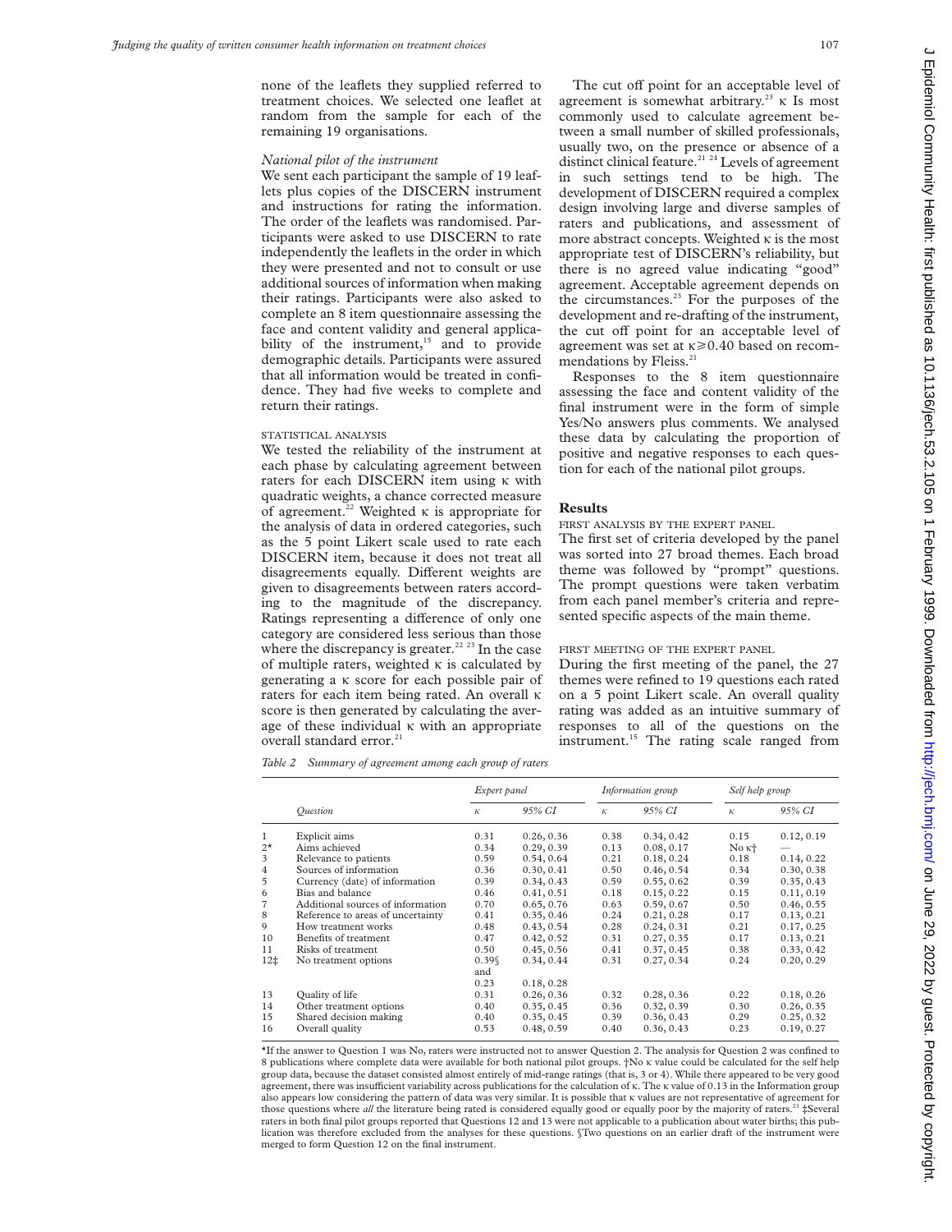none of the leaflets they supplied referred to treatment choices. We selected one leaflet at random from the sample for each of the remaining 19 organisations.

*National pilot of the instrument*

We sent each participant the sample of 19 leaflets plus copies of the DISCERN instrument and instructions for rating the information. The order of the leaflets was randomised. Participants were asked to use DISCERN to rate independently the leaflets in the order in which they were presented and not to consult or use additional sources of information when making their ratings. Participants were also asked to complete an 8 item questionnaire assessing the face and content validity and general applicability of the instrument,[15] and to provide demographic details. Participants were assured that all information would be treated in confidence. They had five weeks to complete and return their ratings.

### STATISTICAL ANALYSIS

We tested the reliability of the instrument at each phase by calculating agreement between raters for each DISCERN item using κ with quadratic weights, a chance corrected measure of agreement.[22] Weighted κ is appropriate for the analysis of data in ordered categories, such as the 5 point Likert scale used to rate each DISCERN item, because it does not treat all disagreements equally. Different weights are given to disagreements between raters according to the magnitude of the discrepancy. Ratings representing a difference of only one category are considered less serious than those where the discrepancy is greater.[22 23] In the case of multiple raters, weighted κ is calculated by generating a κ score for each possible pair of raters for each item being rated. An overall κ score is then generated by calculating the average of these individual κ with an appropriate overall standard error.[21]

The cut off point for an acceptable level of agreement is somewhat arbitrary.[23] κ Is most commonly used to calculate agreement between a small number of skilled professionals, usually two, on the presence or absence of a distinct clinical feature.[21 24] Levels of agreement in such settings tend to be high. The development of DISCERN required a complex design involving large and diverse samples of raters and publications, and assessment of more abstract concepts. Weighted κ is the most appropriate test of DISCERN's reliability, but there is no agreed value indicating "good" agreement. Acceptable agreement depends on the circumstances.[23] For the purposes of the development and re-drafting of the instrument, the cut off point for an acceptable level of agreement was set at $\kappa \geq 0.40$ based on recommendations by Fleiss.[21]

Responses to the 8 item questionnaire assessing the face and content validity of the final instrument were in the form of simple Yes/No answers plus comments. We analysed these data by calculating the proportion of positive and negative responses to each question for each of the national pilot groups.

## Results

### FIRST ANALYSIS BY THE EXPERT PANEL

The first set of criteria developed by the panel was sorted into 27 broad themes. Each broad theme was followed by "prompt" questions. The prompt questions were taken verbatim from each panel member's criteria and represented specific aspects of the main theme.

### FIRST MEETING OF THE EXPERT PANEL

During the first meeting of the panel, the 27 themes were refined to 19 questions each rated on a 5 point Likert scale. An overall quality rating was added as an intuitive summary of responses to all of the questions on the instrument.[15] The rating scale ranged from

*Table 2 Summary of agreement among each group of raters*

| | | Expert panel | | Information group | | Self help group | |
|---|---|---|---|---|---|---|---|
| | *Question* | κ | *95% CI* | κ | *95% CI* | κ | *95% CI* |
| 1 | Explicit aims | 0.31 | 0.26, 0.36 | 0.38 | 0.34, 0.42 | 0.15 | 0.12, 0.19 |
| 2* | Aims achieved | 0.34 | 0.29, 0.39 | 0.13 | 0.08, 0.17 | No κ† | — |
| 3 | Relevance to patients | 0.59 | 0.54, 0.64 | 0.21 | 0.18, 0.24 | 0.18 | 0.14, 0.22 |
| 4 | Sources of information | 0.36 | 0.30, 0.41 | 0.50 | 0.46, 0.54 | 0.34 | 0.30, 0.38 |
| 5 | Currency (date) of information | 0.39 | 0.34, 0.43 | 0.59 | 0.55, 0.62 | 0.39 | 0.35, 0.43 |
| 6 | Bias and balance | 0.46 | 0.41, 0.51 | 0.18 | 0.15, 0.22 | 0.15 | 0.11, 0.19 |
| 7 | Additional sources of information | 0.70 | 0.65, 0.76 | 0.63 | 0.59, 0.67 | 0.50 | 0.46, 0.55 |
| 8 | Reference to areas of uncertainty | 0.41 | 0.35, 0.46 | 0.24 | 0.21, 0.28 | 0.17 | 0.13, 0.21 |
| 9 | How treatment works | 0.48 | 0.43, 0.54 | 0.28 | 0.24, 0.31 | 0.21 | 0.17, 0.25 |
| 10 | Benefits of treatment | 0.47 | 0.42, 0.52 | 0.31 | 0.27, 0.35 | 0.17 | 0.13, 0.21 |
| 11 | Risks of treatment | 0.50 | 0.45, 0.56 | 0.41 | 0.37, 0.45 | 0.38 | 0.33, 0.42 |
| 12‡ | No treatment options | 0.39§ and 0.23 | 0.34, 0.44 and 0.18, 0.28 | 0.31 | 0.27, 0.34 | 0.24 | 0.20, 0.29 |
| 13 | Quality of life | 0.31 | 0.26, 0.36 | 0.32 | 0.28, 0.36 | 0.22 | 0.18, 0.26 |
| 14 | Other treatment options | 0.40 | 0.35, 0.45 | 0.36 | 0.32, 0.39 | 0.30 | 0.26, 0.35 |
| 15 | Shared decision making | 0.40 | 0.35, 0.45 | 0.39 | 0.36, 0.43 | 0.29 | 0.25, 0.32 |
| 16 | Overall quality | 0.53 | 0.48, 0.59 | 0.40 | 0.36, 0.43 | 0.23 | 0.19, 0.27 |

*If the answer to Question 1 was No, raters were instructed not to answer Question 2. The analysis for Question 2 was confined to 8 publications where complete data were available for both national pilot groups. †No κ value could be calculated for the self help group data, because the dataset consisted almost entirely of mid-range ratings (that is, 3 or 4). While there appeared to be very good agreement, there was insufficient variability across publications for the calculation of κ. The κ value of 0.13 in the Information group also appears low considering the pattern of data was very similar. It is possible that κ values are not representative of agreement for those questions where *all* the literature being rated is considered equally good or equally poor by the majority of raters.[23] ‡Several raters in both final pilot groups reported that Questions 12 and 13 were not applicable to a publication about water births; this publication was therefore excluded from the analyses for these questions. §Two questions on an earlier draft of the instrument were merged to form Question 12 on the final instrument.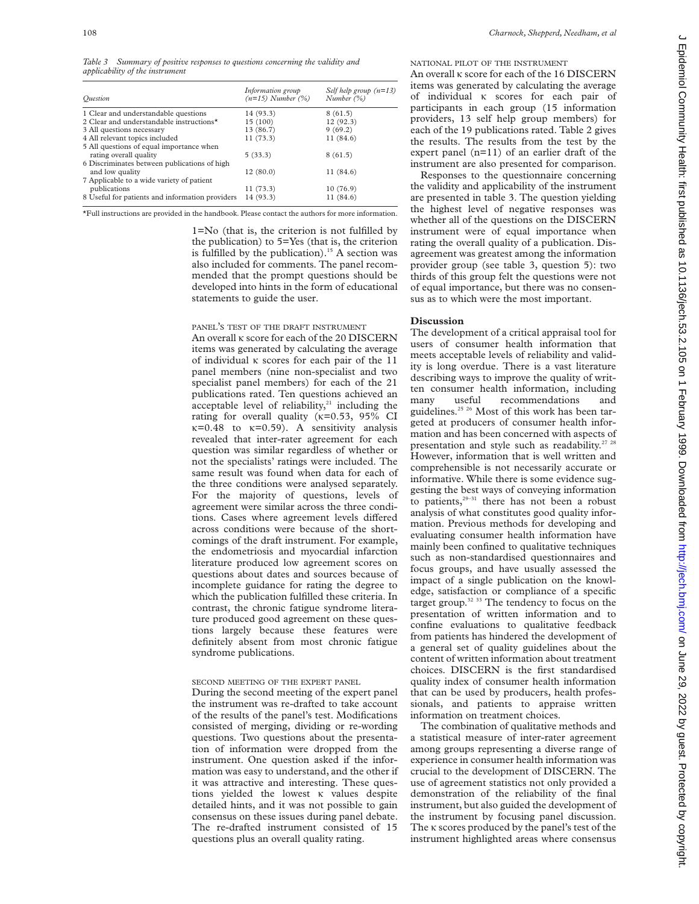*Table 3 Summary of positive responses to questions concerning the validity and applicability of the instrument*

| Question | Information group (n=15) Number (%) | Self help group (n=13) Number (%) |
|---|---|---|
| 1 Clear and understandable questions | 14 (93.3) | 8 (61.5) |
| 2 Clear and understandable instructions* | 15 (100) | 12 (92.3) |
| 3 All questions necessary | 13 (86.7) | 9 (69.2) |
| 4 All relevant topics included | 11 (73.3) | 11 (84.6) |
| 5 All questions of equal importance when rating overall quality | 5 (33.3) | 8 (61.5) |
| 6 Discriminates between publications of high and low quality | 12 (80.0) | 11 (84.6) |
| 7 Applicable to a wide variety of patient publications | 11 (73.3) | 10 (76.9) |
| 8 Useful for patients and information providers | 14 (93.3) | 11 (84.6) |

*Full instructions are provided in the handbook. Please contact the authors for more information.

1=No (that is, the criterion is not fulfilled by the publication) to 5=Yes (that is, the criterion is fulfilled by the publication).[15] A section was also included for comments. The panel recommended that the prompt questions should be developed into hints in the form of educational statements to guide the user.

### PANEL'S TEST OF THE DRAFT INSTRUMENT

An overall κ score for each of the 20 DISCERN items was generated by calculating the average of individual κ scores for each pair of the 11 panel members (nine non-specialist and two specialist panel members) for each of the 21 publications rated. Ten questions achieved an acceptable level of reliability,[21] including the rating for overall quality (κ=0.53, 95% CI κ=0.48 to κ=0.59). A sensitivity analysis revealed that inter-rater agreement for each question was similar regardless of whether or not the specialists' ratings were included. The same result was found when data for each of the three conditions were analysed separately. For the majority of questions, levels of agreement were similar across the three conditions. Cases where agreement levels differed across conditions were because of the shortcomings of the draft instrument. For example, the endometriosis and myocardial infarction literature produced low agreement scores on questions about dates and sources because of incomplete guidance for rating the degree to which the publication fulfilled these criteria. In contrast, the chronic fatigue syndrome literature produced good agreement on these questions largely because these features were definitely absent from most chronic fatigue syndrome publications.

### SECOND MEETING OF THE EXPERT PANEL

During the second meeting of the expert panel the instrument was re-drafted to take account of the results of the panel's test. Modifications consisted of merging, dividing or re-wording questions. Two questions about the presentation of information were dropped from the instrument. One question asked if the information was easy to understand, and the other if it was attractive and interesting. These questions yielded the lowest κ values despite detailed hints, and it was not possible to gain consensus on these issues during panel debate. The re-drafted instrument consisted of 15 questions plus an overall quality rating.

### NATIONAL PILOT OF THE INSTRUMENT

An overall κ score for each of the 16 DISCERN items was generated by calculating the average of individual κ scores for each pair of participants in each group (15 information providers, 13 self help group members) for each of the 19 publications rated. Table 2 gives the results. The results from the test by the expert panel (n=11) of an earlier draft of the instrument are also presented for comparison.

Responses to the questionnaire concerning the validity and applicability of the instrument are presented in table 3. The question yielding the highest level of negative responses was whether all of the questions on the DISCERN instrument were of equal importance when rating the overall quality of a publication. Disagreement was greatest among the information provider group (see table 3, question 5): two thirds of this group felt the questions were not of equal importance, but there was no consensus as to which were the most important.

## Discussion

The development of a critical appraisal tool for users of consumer health information that meets acceptable levels of reliability and validity is long overdue. There is a vast literature describing ways to improve the quality of written consumer health information, including many useful recommendations and guidelines.[25 26] Most of this work has been targeted at producers of consumer health information and has been concerned with aspects of presentation and style such as readability.[27 28] However, information that is well written and comprehensible is not necessarily accurate or informative. While there is some evidence suggesting the best ways of conveying information to patients,[29–31] there has not been a robust analysis of what constitutes good quality information. Previous methods for developing and evaluating consumer health information have mainly been confined to qualitative techniques such as non-standardised questionnaires and focus groups, and have usually assessed the impact of a single publication on the knowledge, satisfaction or compliance of a specific target group.[32 33] The tendency to focus on the presentation of written information and to confine evaluations to qualitative feedback from patients has hindered the development of a general set of quality guidelines about the content of written information about treatment choices. DISCERN is the first standardised quality index of consumer health information that can be used by producers, health professionals, and patients to appraise written information on treatment choices.

The combination of qualitative methods and a statistical measure of inter-rater agreement among groups representing a diverse range of experience in consumer health information was crucial to the development of DISCERN. The use of agreement statistics not only provided a demonstration of the reliability of the final instrument, but also guided the development of the instrument by focusing panel discussion. The κ scores produced by the panel's test of the instrument highlighted areas where consensus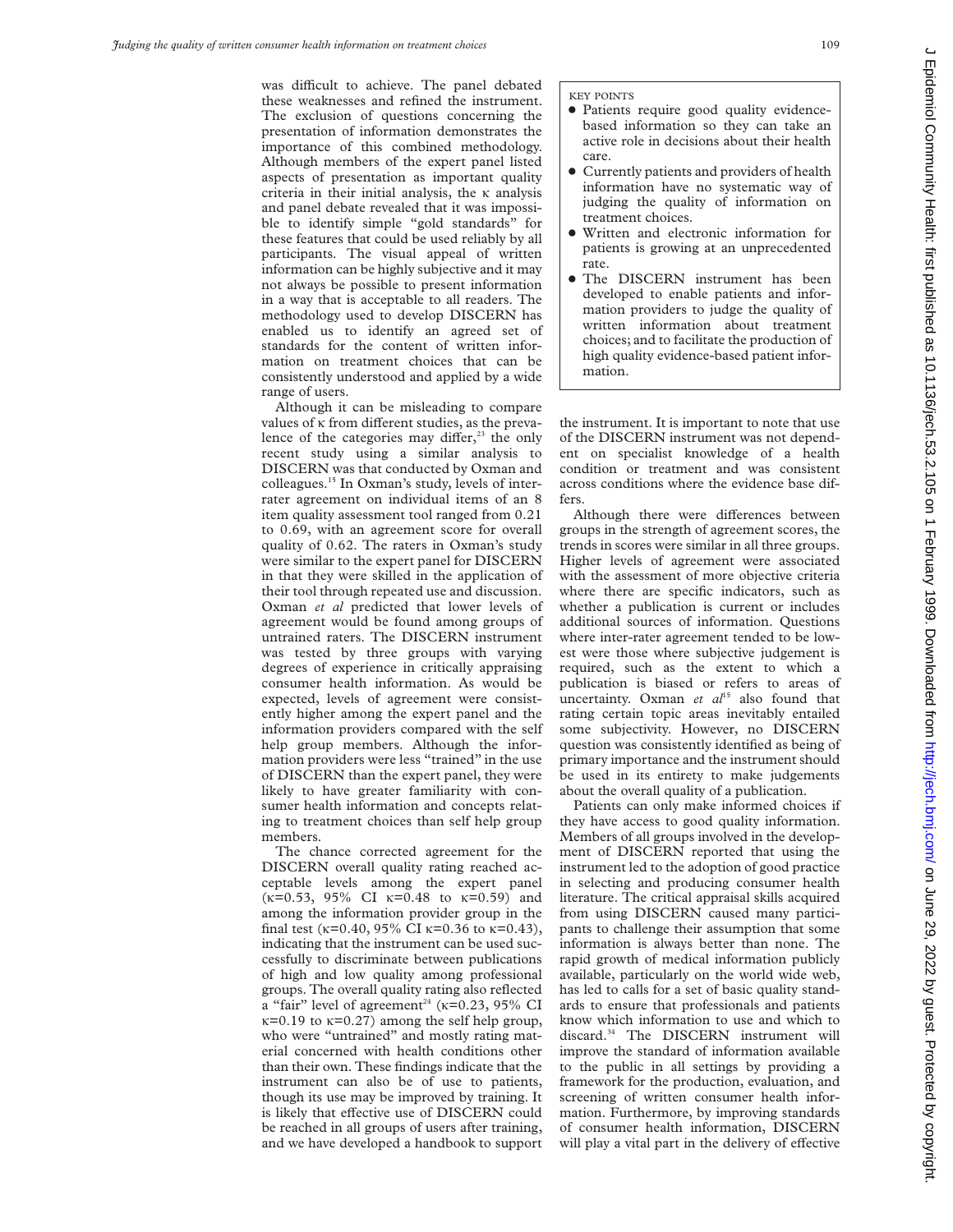was difficult to achieve. The panel debated these weaknesses and refined the instrument. The exclusion of questions concerning the presentation of information demonstrates the importance of this combined methodology. Although members of the expert panel listed aspects of presentation as important quality criteria in their initial analysis, the κ analysis and panel debate revealed that it was impossible to identify simple "gold standards" for these features that could be used reliably by all participants. The visual appeal of written information can be highly subjective and it may not always be possible to present information in a way that is acceptable to all readers. The methodology used to develop DISCERN has enabled us to identify an agreed set of standards for the content of written information on treatment choices that can be consistently understood and applied by a wide range of users.

Although it can be misleading to compare values of κ from different studies, as the prevalence of the categories may differ,[23] the only recent study using a similar analysis to DISCERN was that conducted by Oxman and colleagues.[15] In Oxman's study, levels of inter-rater agreement on individual items of an 8 item quality assessment tool ranged from 0.21 to 0.69, with an agreement score for overall quality of 0.62. The raters in Oxman's study were similar to the expert panel for DISCERN in that they were skilled in the application of their tool through repeated use and discussion. Oxman *et al* predicted that lower levels of agreement would be found among groups of untrained raters. The DISCERN instrument was tested by three groups with varying degrees of experience in critically appraising consumer health information. As would be expected, levels of agreement were consistently higher among the expert panel and the information providers compared with the self help group members. Although the information providers were less "trained" in the use of DISCERN than the expert panel, they were likely to have greater familiarity with consumer health information and concepts relating to treatment choices than self help group members.

The chance corrected agreement for the DISCERN overall quality rating reached acceptable levels among the expert panel (κ=0.53, 95% CI κ=0.48 to κ=0.59) and among the information provider group in the final test (κ=0.40, 95% CI κ=0.36 to κ=0.43), indicating that the instrument can be used successfully to discriminate between publications of high and low quality among professional groups. The overall quality rating also reflected a "fair" level of agreement[24] (κ=0.23, 95% CI κ=0.19 to κ=0.27) among the self help group, who were "untrained" and mostly rating material concerned with health conditions other than their own. These findings indicate that the instrument can also be of use to patients, though its use may be improved by training. It is likely that effective use of DISCERN could be reached in all groups of users after training, and we have developed a handbook to support the instrument. It is important to note that use of the DISCERN instrument was not dependent on specialist knowledge of a health condition or treatment and was consistent across conditions where the evidence base differs.

KEY POINTS

- Patients require good quality evidence-based information so they can take an active role in decisions about their health care.
- Currently patients and providers of health information have no systematic way of judging the quality of information on treatment choices.
- Written and electronic information for patients is growing at an unprecedented rate.
- The DISCERN instrument has been developed to enable patients and information providers to judge the quality of written information about treatment choices; and to facilitate the production of high quality evidence-based patient information.

Although there were differences between groups in the strength of agreement scores, the trends in scores were similar in all three groups. Higher levels of agreement were associated with the assessment of more objective criteria where there are specific indicators, such as whether a publication is current or includes additional sources of information. Questions where inter-rater agreement tended to be lowest were those where subjective judgement is required, such as the extent to which a publication is biased or refers to areas of uncertainty. Oxman *et al*[15] also found that rating certain topic areas inevitably entailed some subjectivity. However, no DISCERN question was consistently identified as being of primary importance and the instrument should be used in its entirety to make judgements about the overall quality of a publication.

Patients can only make informed choices if they have access to good quality information. Members of all groups involved in the development of DISCERN reported that using the instrument led to the adoption of good practice in selecting and producing consumer health literature. The critical appraisal skills acquired from using DISCERN caused many participants to challenge their assumption that some information is always better than none. The rapid growth of medical information publicly available, particularly on the world wide web, has led to calls for a set of basic quality standards to ensure that professionals and patients know which information to use and which to discard.[34] The DISCERN instrument will improve the standard of information available to the public in all settings by providing a framework for the production, evaluation, and screening of written consumer health information. Furthermore, by improving standards of consumer health information, DISCERN will play a vital part in the delivery of effective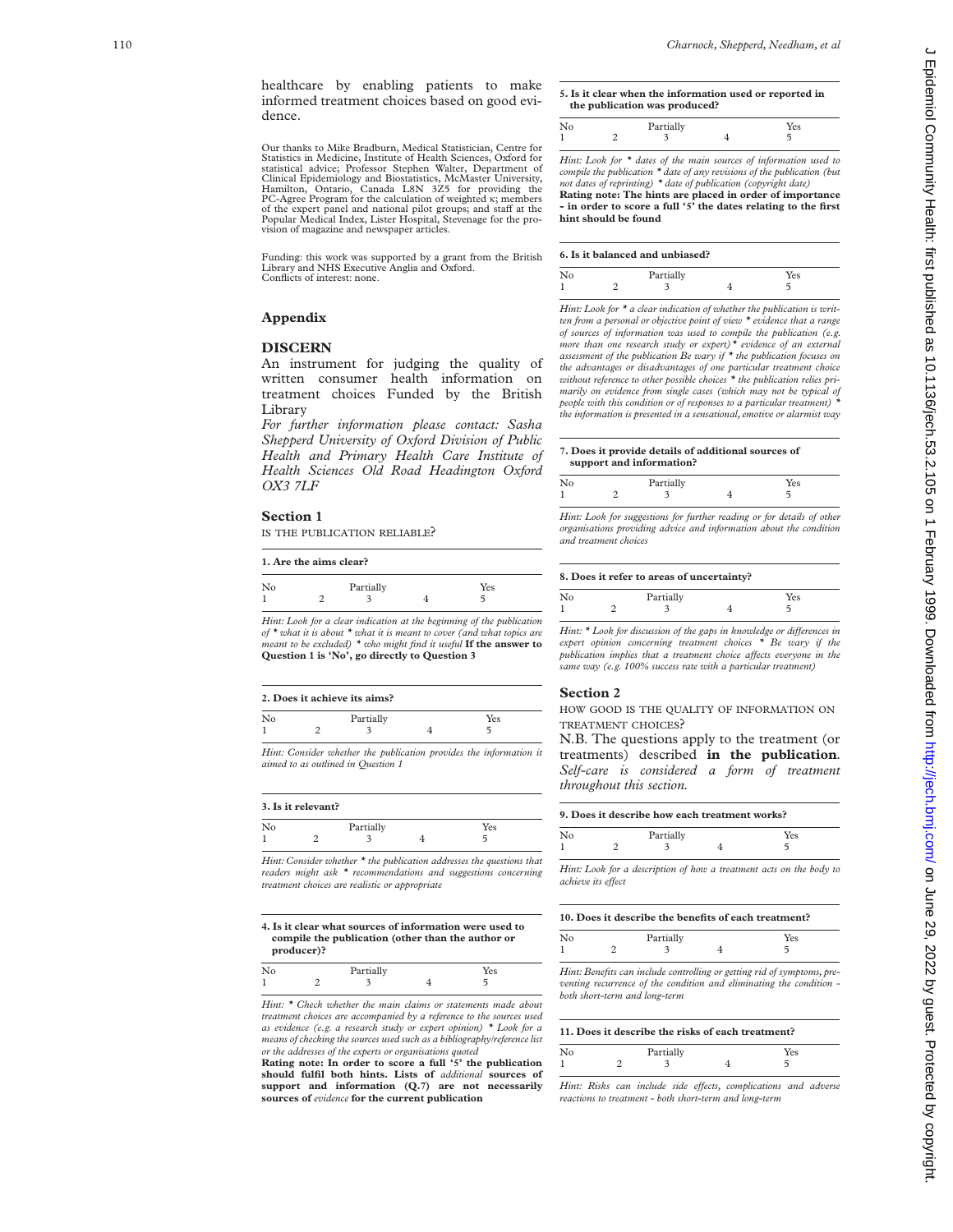healthcare by enabling patients to make informed treatment choices based on good evidence.

Our thanks to Mike Bradburn, Medical Statistician, Centre for Statistics in Medicine, Institute of Health Sciences, Oxford for statistical advice; Professor Stephen Walter, Department of Clinical Epidemiology and Biostatistics, McMaster University, Hamilton, Ontario, Canada L8N 3Z5 for providing the PC-Agree Program for the calculation of weighted κ; members of the expert panel and national pilot groups; and staff at the Popular Medical Index, Lister Hospital, Stevenage for the provision of magazine and newspaper articles.

Funding: this work was supported by a grant from the British Library and NHS Executive Anglia and Oxford.
Conflicts of interest: none.

## Appendix

### DISCERN

An instrument for judging the quality of written consumer health information on treatment choices Funded by the British Library

*For further information please contact: Sasha Shepperd University of Oxford Division of Public Health and Primary Health Care Institute of Health Sciences Old Road Headington Oxford OX3 7LF*

### Section 1

IS THE PUBLICATION RELIABLE?

**1. Are the aims clear?**

| No | | Partially | | Yes |
|---|---|---|---|---|
| 1 | 2 | 3 | 4 | 5 |

*Hint: Look for a clear indication at the beginning of the publication of * what it is about * what it is meant to cover (and what topics are meant to be excluded) * who might find it useful* **If the answer to Question 1 is 'No', go directly to Question 3**

**2. Does it achieve its aims?**

| No | | Partially | | Yes |
|---|---|---|---|---|
| 1 | 2 | 3 | 4 | 5 |

*Hint: Consider whether the publication provides the information it aimed to as outlined in Question 1*

**3. Is it relevant?**

| No | | Partially | | Yes |
|---|---|---|---|---|
| 1 | 2 | 3 | 4 | 5 |

*Hint: Consider whether * the publication addresses the questions that readers might ask * recommendations and suggestions concerning treatment choices are realistic or appropriate*

**4. Is it clear what sources of information were used to compile the publication (other than the author or producer)?**

| No | | Partially | | Yes |
|---|---|---|---|---|
| 1 | 2 | 3 | 4 | 5 |

*Hint: * Check whether the main claims or statements made about treatment choices are accompanied by a reference to the sources used as evidence (e.g. a research study or expert opinion) * Look for a means of checking the sources used such as a bibliography/reference list or the addresses of the experts or organisations quoted*

**Rating note: In order to score a full '5' the publication should fulfil both hints. Lists of** ***additional*** **sources of support and information (Q.7) are not necessarily sources of** ***evidence*** **for the current publication**

**5. Is it clear when the information used or reported in the publication was produced?**

| No | | Partially | | Yes |
|---|---|---|---|---|
| 1 | 2 | 3 | 4 | 5 |

*Hint: Look for * dates of the main sources of information used to compile the publication * date of any revisions of the publication (but not dates of reprinting) * date of publication (copyright date)*
**Rating note: The hints are placed in order of importance - in order to score a full '5' the dates relating to the first hint should be found**

**6. Is it balanced and unbiased?**

| No | | Partially | | Yes |
|---|---|---|---|---|
| 1 | 2 | 3 | 4 | 5 |

*Hint: Look for * a clear indication of whether the publication is written from a personal or objective point of view * evidence that a range of sources of information was used to compile the publication (e.g. more than one research study or expert) * evidence of an external assessment of the publication Be wary if * the publication focuses on the advantages or disadvantages of one particular treatment choice without reference to other possible choices * the publication relies primarily on evidence from single cases (which may not be typical of people with this condition or of responses to a particular treatment) * the information is presented in a sensational, emotive or alarmist way*

**7. Does it provide details of additional sources of support and information?**

| No | | Partially | | Yes |
|---|---|---|---|---|
| 1 | 2 | 3 | 4 | 5 |

*Hint: Look for suggestions for further reading or for details of other organisations providing advice and information about the condition and treatment choices*

**8. Does it refer to areas of uncertainty?**

| No | | Partially | | Yes |
|---|---|---|---|---|
| 1 | 2 | 3 | 4 | 5 |

*Hint: * Look for discussion of the gaps in knowledge or differences in expert opinion concerning treatment choices * Be wary if the publication implies that a treatment choice affects everyone in the same way (e.g. 100% success rate with a particular treatment)*

### Section 2

HOW GOOD IS THE QUALITY OF INFORMATION ON TREATMENT CHOICES?

N.B. The questions apply to the treatment (or treatments) described **in the publication**. *Self-care is considered a form of treatment throughout this section.*

**9. Does it describe how each treatment works?**

| No | | Partially | | Yes |
|---|---|---|---|---|
| 1 | 2 | 3 | 4 | 5 |

*Hint: Look for a description of how a treatment acts on the body to achieve its effect*

**10. Does it describe the benefits of each treatment?**

| No | | Partially | | Yes |
|---|---|---|---|---|
| 1 | 2 | 3 | 4 | 5 |

*Hint: Benefits can include controlling or getting rid of symptoms, preventing recurrence of the condition and eliminating the condition - both short-term and long-term*

**11. Does it describe the risks of each treatment?**

| No | | Partially | | Yes |
|---|---|---|---|---|
| 1 | 2 | 3 | 4 | 5 |

*Hint: Risks can include side effects, complications and adverse reactions to treatment - both short-term and long-term*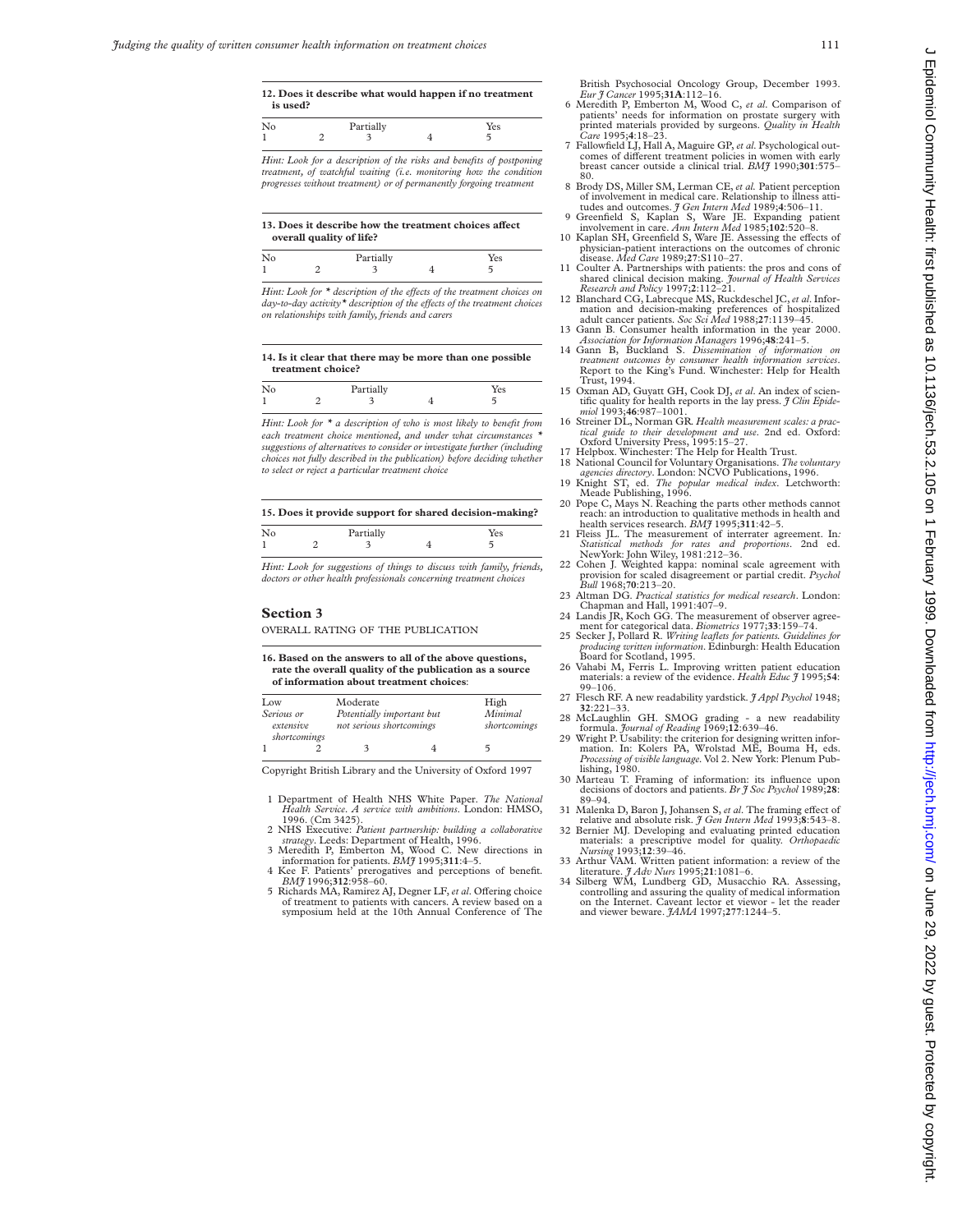**12. Does it describe what would happen if no treatment is used?**

| No | | Partially | | Yes |
|---|---|---|---|---|
| 1 | 2 | 3 | 4 | 5 |

*Hint: Look for a description of the risks and benefits of postponing treatment, of watchful waiting (i.e. monitoring how the condition progresses without treatment) or of permanently forgoing treatment*

**13. Does it describe how the treatment choices affect overall quality of life?**

| No | | Partially | | Yes |
|---|---|---|---|---|
| 1 | 2 | 3 | 4 | 5 |

*Hint: Look for * description of the effects of the treatment choices on day-to-day activity * description of the effects of the treatment choices on relationships with family, friends and carers*

**14. Is it clear that there may be more than one possible treatment choice?**

| No | | Partially | | Yes |
|---|---|---|---|---|
| 1 | 2 | 3 | 4 | 5 |

*Hint: Look for * a description of who is most likely to benefit from each treatment choice mentioned, and under what circumstances * suggestions of alternatives to consider or investigate further (including choices not fully described in the publication) before deciding whether to select or reject a particular treatment choice*

**15. Does it provide support for shared decision-making?**

| No | | Partially | | Yes |
|---|---|---|---|---|
| 1 | 2 | 3 | 4 | 5 |

*Hint: Look for suggestions of things to discuss with family, friends, doctors or other health professionals concerning treatment choices*

## Section 3

OVERALL RATING OF THE PUBLICATION

**16. Based on the answers to all of the above questions, rate the overall quality of the publication as a source of information about treatment choices:**

| Low *Serious or extensive shortcomings* | | Moderate *Potentially important but not serious shortcomings* | | High *Minimal shortcomings* |
|---|---|---|---|---|
| 1 | 2 | 3 | 4 | 5 |

Copyright British Library and the University of Oxford 1997

1. Department of Health NHS White Paper. *The National Health Service. A service with ambitions*. London: HMSO, 1996. (Cm 3425).
2. NHS Executive: *Patient partnership: building a collaborative strategy*. Leeds: Department of Health, 1996.
3. Meredith P, Emberton M, Wood C. New directions in information for patients. *BMJ* 1995;**311**:4–5.
4. Kee F. Patients' prerogatives and perceptions of benefit. *BMJ* 1996;**312**:958–60.
5. Richards MA, Ramirez AJ, Degner LF, *et al*. Offering choice of treatment to patients with cancers. A review based on a symposium held at the 10th Annual Conference of The British Psychosocial Oncology Group, December 1993. *Eur J Cancer* 1995;**31A**:112–16.
6. Meredith P, Emberton M, Wood C, *et al*. Comparison of patients' needs for information on prostate surgery with printed materials provided by surgeons. *Quality in Health Care* 1995;**4**:18–23.
7. Fallowfield LJ, Hall A, Maguire GP, *et al*. Psychological outcomes of different treatment policies in women with early breast cancer outside a clinical trial. *BMJ* 1990;**301**:575–80.
8. Brody DS, Miller SM, Lerman CE, *et al*. Patient perception of involvement in medical care. Relationship to illness attitudes and outcomes. *J Gen Intern Med* 1989;**4**:506–11.
9. Greenfield S, Kaplan S, Ware JE. Expanding patient involvement in care. *Ann Intern Med* 1985;**102**:520–8.
10. Kaplan SH, Greenfield S, Ware JE. Assessing the effects of physician-patient interactions on the outcomes of chronic disease. *Med Care* 1989;**27**:S110–27.
11. Coulter A. Partnerships with patients: the pros and cons of shared clinical decision making. *Journal of Health Services Research and Policy* 1997;**2**:112–21.
12. Blanchard CG, Labrecque MS, Ruckdeschel JC, *et al*. Information and decision-making preferences of hospitalized adult cancer patients. *Soc Sci Med* 1988;**27**:1139–45.
13. Gann B. Consumer health information in the year 2000. *Association for Information Managers* 1996;**48**:241–5.
14. Gann B, Buckland S. *Dissemination of information on treatment outcomes by consumer health information services*. Report to the King's Fund. Winchester: Help for Health Trust, 1994.
15. Oxman AD, Guyatt GH, Cook DJ, *et al*. An index of scientific quality for health reports in the lay press. *J Clin Epidemiol* 1993;**46**:987–1001.
16. Streiner DL, Norman GR. *Health measurement scales: a practical guide to their development and use*. 2nd ed. Oxford: Oxford University Press, 1995:15–27.
17. Helpbox. Winchester: The Help for Health Trust.
18. National Council for Voluntary Organisations. *The voluntary agencies directory*. London: NCVO Publications, 1996.
19. Knight ST, ed. *The popular medical index*. Letchworth: Meade Publishing, 1996.
20. Pope C, Mays N. Reaching the parts other methods cannot reach: an introduction to qualitative methods in health and health services research. *BMJ* 1995;**311**:42–5.
21. Fleiss JL. The measurement of interrater agreement. In: *Statistical methods for rates and proportions*. 2nd ed. NewYork: John Wiley, 1981:212–36.
22. Cohen J. Weighted kappa: nominal scale agreement with provision for scaled disagreement or partial credit. *Psychol Bull* 1968;**70**:213–20.
23. Altman DG. *Practical statistics for medical research*. London: Chapman and Hall, 1991:407–9.
24. Landis JR, Koch GG. The measurement of observer agreement for categorical data. *Biometrics* 1977;**33**:159–74.
25. Secker J, Pollard R. *Writing leaflets for patients. Guidelines for producing written information*. Edinburgh: Health Education Board for Scotland, 1995.
26. Vahabi M, Ferris L. Improving written patient education materials: a review of the evidence. *Health Educ J* 1995;**54**:99–106.
27. Flesch RF. A new readability yardstick. *J Appl Psychol* 1948;**32**:221–33.
28. McLaughlin GH. SMOG grading - a new readability formula. *Journal of Reading* 1969;**12**:639–46.
29. Wright P. Usability: the criterion for designing written information. In: Kolers PA, Wrolstad ME, Bouma H, eds. *Processing of visible language*. Vol 2. New York: Plenum Publishing, 1980.
30. Marteau T. Framing of information: its influence upon decisions of doctors and patients. *Br J Soc Psychol* 1989;**28**:89–94.
31. Malenka D, Baron J, Johansen S, *et al*. The framing effect of relative and absolute risk. *J Gen Intern Med* 1993;**8**:543–8.
32. Bernier MJ. Developing and evaluating printed education materials: a prescriptive model for quality. *Orthopaedic Nursing* 1993;**12**:39–46.
33. Arthur VAM. Written patient information: a review of the literature. *J Adv Nurs* 1995;**21**:1081–6.
34. Silberg WM, Lundberg GD, Musacchio RA. Assessing, controlling and assuring the quality of medical information on the Internet. Caveant lector et viewor - let the reader and viewer beware. *JAMA* 1997;**277**:1244–5.